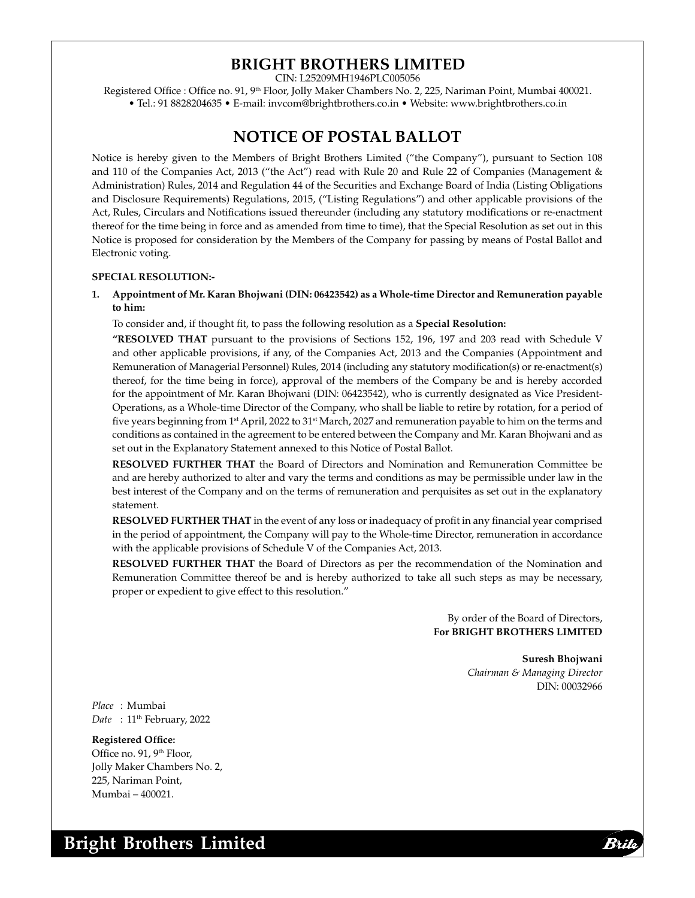# BRIGHT BROTHERS LIMITED

CIN: L25209MH1946PLC005056

Registered Office : Office no. 91, 9th Floor, Jolly Maker Chambers No. 2, 225, Nariman Point, Mumbai 400021.

• Tel.: 91 8828204635 • E-mail: invcom@brightbrothers.co.in • Website: www.brightbrothers.co.in

## NOTICE OF POSTAL BALLOT

Notice is hereby given to the Members of Bright Brothers Limited ("the Company"), pursuant to Section 108 and 110 of the Companies Act, 2013 ("the Act") read with Rule 20 and Rule 22 of Companies (Management & Administration) Rules, 2014 and Regulation 44 of the Securities and Exchange Board of India (Listing Obligations and Disclosure Requirements) Regulations, 2015, ("Listing Regulations") and other applicable provisions of the Act, Rules, Circulars and Notifications issued thereunder (including any statutory modifications or re-enactment thereof for the time being in force and as amended from time to time), that the Special Resolution as set out in this Notice is proposed for consideration by the Members of the Company for passing by means of Postal Ballot and Electronic voting.

**SPECIAL RESOLUTION:-**

**1. Appointment of Mr. Karan Bhojwani (DIN: 06423542) as a Whole-time Director and Remuneration payable to him:**

To consider and, if thought fit, to pass the following resolution as a **Special Resolution:**

**"RESOLVED THAT** pursuant to the provisions of Sections 152, 196, 197 and 203 read with Schedule V and other applicable provisions, if any, of the Companies Act, 2013 and the Companies (Appointment and Remuneration of Managerial Personnel) Rules, 2014 (including any statutory modification(s) or re-enactment(s) thereof, for the time being in force), approval of the members of the Company be and is hereby accorded for the appointment of Mr. Karan Bhojwani (DIN: 06423542), who is currently designated as Vice President-Operations, as a Whole-time Director of the Company, who shall be liable to retire by rotation, for a period of five years beginning from 1st April, 2022 to 31st March, 2027 and remuneration payable to him on the terms and conditions as contained in the agreement to be entered between the Company and Mr. Karan Bhojwani and as set out in the Explanatory Statement annexed to this Notice of Postal Ballot.

**RESOLVED FURTHER THAT** the Board of Directors and Nomination and Remuneration Committee be and are hereby authorized to alter and vary the terms and conditions as may be permissible under law in the best interest of the Company and on the terms of remuneration and perquisites as set out in the explanatory statement.

**RESOLVED FURTHER THAT** in the event of any loss or inadequacy of profit in any financial year comprised in the period of appointment, the Company will pay to the Whole-time Director, remuneration in accordance with the applicable provisions of Schedule V of the Companies Act, 2013.

**RESOLVED FURTHER THAT** the Board of Directors as per the recommendation of the Nomination and Remuneration Committee thereof be and is hereby authorized to take all such steps as may be necessary, proper or expedient to give effect to this resolution."

By order of the Board of Directors,
**For BRIGHT BROTHERS LIMITED**

**Suresh Bhojwani**
*Chairman & Managing Director*
DIN: 00032966

*Place* : Mumbai
*Date* : 11th February, 2022

**Registered Office:**
Office no. 91, 9th Floor,
Jolly Maker Chambers No. 2,
225, Nariman Point,
Mumbai – 400021.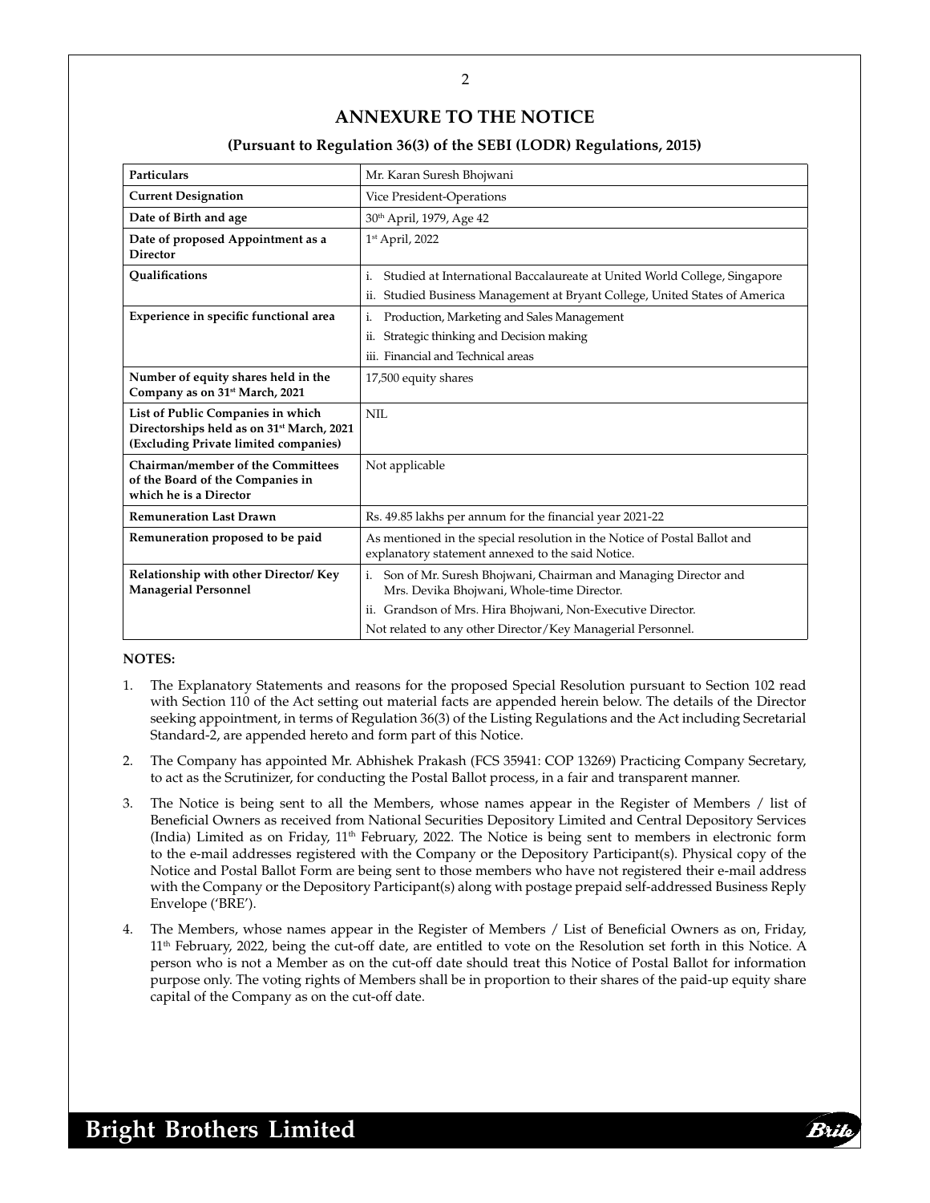# ANNEXURE TO THE NOTICE

### (Pursuant to Regulation 36(3) of the SEBI (LODR) Regulations, 2015)

| **Particulars** | Mr. Karan Suresh Bhojwani |
|---|---|
| **Current Designation** | Vice President-Operations |
| **Date of Birth and age** | 30th April, 1979, Age 42 |
| **Date of proposed Appointment as a Director** | 1st April, 2022 |
| **Qualifications** | i. Studied at International Baccalaureate at United World College, Singapore<br>ii. Studied Business Management at Bryant College, United States of America |
| **Experience in specific functional area** | i. Production, Marketing and Sales Management<br>ii. Strategic thinking and Decision making<br>iii. Financial and Technical areas |
| **Number of equity shares held in the Company as on 31st March, 2021** | 17,500 equity shares |
| **List of Public Companies in which Directorships held as on 31st March, 2021 (Excluding Private limited companies)** | NIL |
| **Chairman/member of the Committees of the Board of the Companies in which he is a Director** | Not applicable |
| **Remuneration Last Drawn** | Rs. 49.85 lakhs per annum for the financial year 2021-22 |
| **Remuneration proposed to be paid** | As mentioned in the special resolution in the Notice of Postal Ballot and explanatory statement annexed to the said Notice. |
| **Relationship with other Director/ Key Managerial Personnel** | i. Son of Mr. Suresh Bhojwani, Chairman and Managing Director and Mrs. Devika Bhojwani, Whole-time Director.<br>ii. Grandson of Mrs. Hira Bhojwani, Non-Executive Director.<br>Not related to any other Director/Key Managerial Personnel. |

**NOTES:**

1. The Explanatory Statements and reasons for the proposed Special Resolution pursuant to Section 102 read with Section 110 of the Act setting out material facts are appended herein below. The details of the Director seeking appointment, in terms of Regulation 36(3) of the Listing Regulations and the Act including Secretarial Standard-2, are appended hereto and form part of this Notice.

2. The Company has appointed Mr. Abhishek Prakash (FCS 35941: COP 13269) Practicing Company Secretary, to act as the Scrutinizer, for conducting the Postal Ballot process, in a fair and transparent manner.

3. The Notice is being sent to all the Members, whose names appear in the Register of Members / list of Beneficial Owners as received from National Securities Depository Limited and Central Depository Services (India) Limited as on Friday, 11th February, 2022. The Notice is being sent to members in electronic form to the e-mail addresses registered with the Company or the Depository Participant(s). Physical copy of the Notice and Postal Ballot Form are being sent to those members who have not registered their e-mail address with the Company or the Depository Participant(s) along with postage prepaid self-addressed Business Reply Envelope ('BRE').

4. The Members, whose names appear in the Register of Members / List of Beneficial Owners as on, Friday, 11th February, 2022, being the cut-off date, are entitled to vote on the Resolution set forth in this Notice. A person who is not a Member as on the cut-off date should treat this Notice of Postal Ballot for information purpose only. The voting rights of Members shall be in proportion to their shares of the paid-up equity share capital of the Company as on the cut-off date.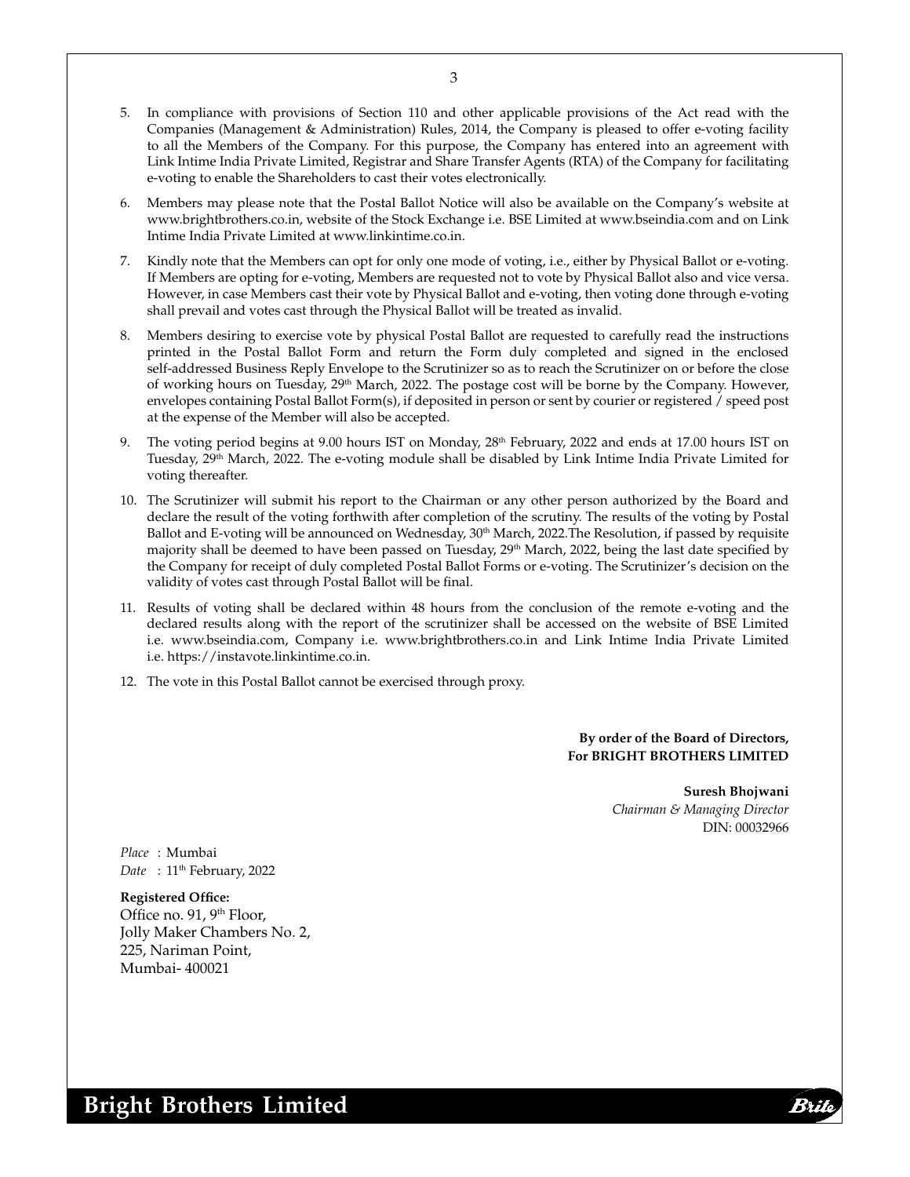5. In compliance with provisions of Section 110 and other applicable provisions of the Act read with the Companies (Management & Administration) Rules, 2014, the Company is pleased to offer e-voting facility to all the Members of the Company. For this purpose, the Company has entered into an agreement with Link Intime India Private Limited, Registrar and Share Transfer Agents (RTA) of the Company for facilitating e-voting to enable the Shareholders to cast their votes electronically.

6. Members may please note that the Postal Ballot Notice will also be available on the Company's website at www.brightbrothers.co.in, website of the Stock Exchange i.e. BSE Limited at www.bseindia.com and on Link Intime India Private Limited at www.linkintime.co.in.

7. Kindly note that the Members can opt for only one mode of voting, i.e., either by Physical Ballot or e-voting. If Members are opting for e-voting, Members are requested not to vote by Physical Ballot also and vice versa. However, in case Members cast their vote by Physical Ballot and e-voting, then voting done through e-voting shall prevail and votes cast through the Physical Ballot will be treated as invalid.

8. Members desiring to exercise vote by physical Postal Ballot are requested to carefully read the instructions printed in the Postal Ballot Form and return the Form duly completed and signed in the enclosed self-addressed Business Reply Envelope to the Scrutinizer so as to reach the Scrutinizer on or before the close of working hours on Tuesday, 29th March, 2022. The postage cost will be borne by the Company. However, envelopes containing Postal Ballot Form(s), if deposited in person or sent by courier or registered / speed post at the expense of the Member will also be accepted.

9. The voting period begins at 9.00 hours IST on Monday, 28th February, 2022 and ends at 17.00 hours IST on Tuesday, 29th March, 2022. The e-voting module shall be disabled by Link Intime India Private Limited for voting thereafter.

10. The Scrutinizer will submit his report to the Chairman or any other person authorized by the Board and declare the result of the voting forthwith after completion of the scrutiny. The results of the voting by Postal Ballot and E-voting will be announced on Wednesday, 30th March, 2022.The Resolution, if passed by requisite majority shall be deemed to have been passed on Tuesday, 29th March, 2022, being the last date specified by the Company for receipt of duly completed Postal Ballot Forms or e-voting. The Scrutinizer's decision on the validity of votes cast through Postal Ballot will be final.

11. Results of voting shall be declared within 48 hours from the conclusion of the remote e-voting and the declared results along with the report of the scrutinizer shall be accessed on the website of BSE Limited i.e. www.bseindia.com, Company i.e. www.brightbrothers.co.in and Link Intime India Private Limited i.e. https://instavote.linkintime.co.in.

12. The vote in this Postal Ballot cannot be exercised through proxy.

**By order of the Board of Directors,**
**For BRIGHT BROTHERS LIMITED**

**Suresh Bhojwani**
*Chairman & Managing Director*
DIN: 00032966

*Place* : Mumbai
*Date* : 11th February, 2022

**Registered Office:**
Office no. 91, 9th Floor,
Jolly Maker Chambers No. 2,
225, Nariman Point,
Mumbai- 400021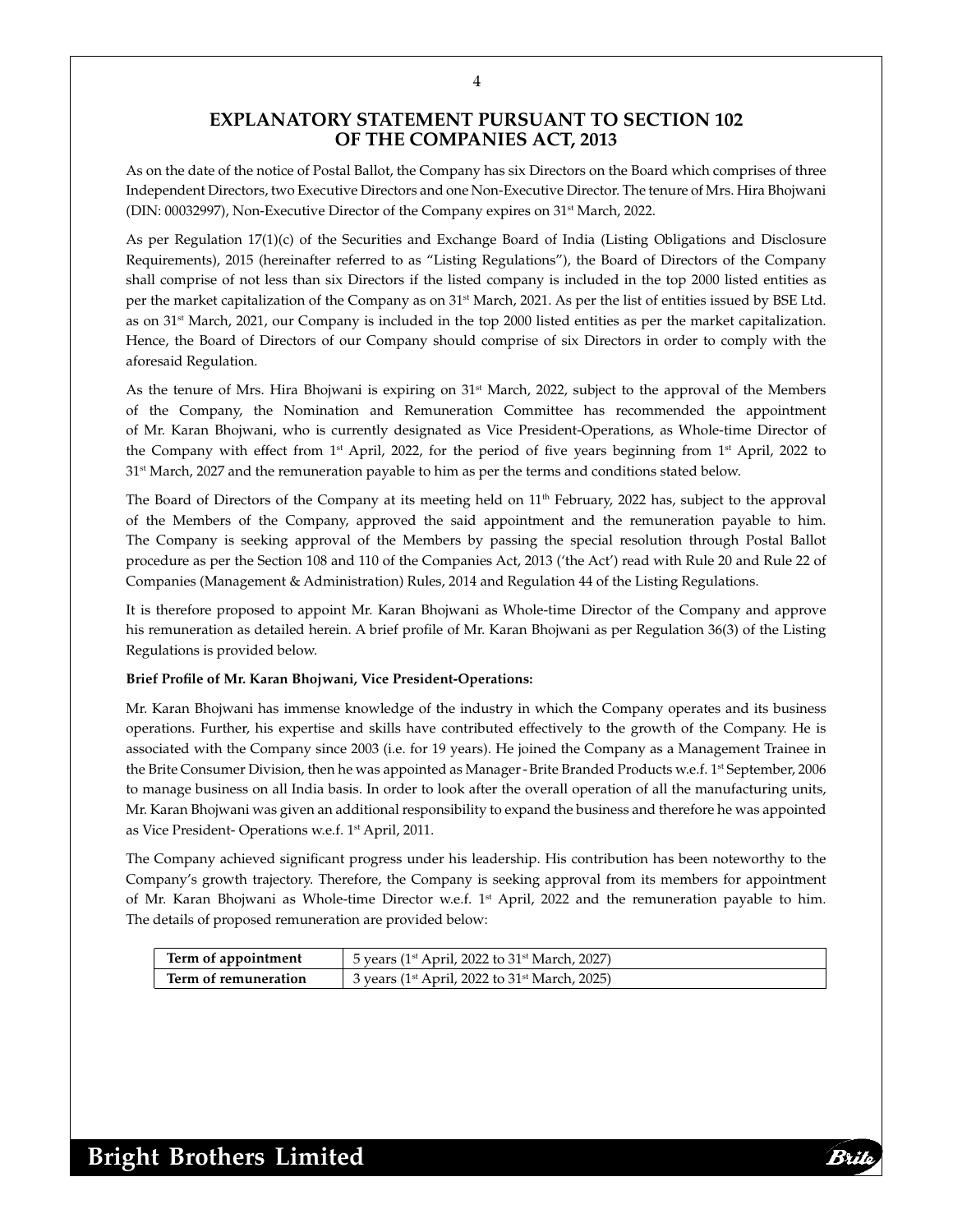# EXPLANATORY STATEMENT PURSUANT TO SECTION 102 OF THE COMPANIES ACT, 2013

As on the date of the notice of Postal Ballot, the Company has six Directors on the Board which comprises of three Independent Directors, two Executive Directors and one Non-Executive Director. The tenure of Mrs. Hira Bhojwani (DIN: 00032997), Non-Executive Director of the Company expires on 31st March, 2022.

As per Regulation 17(1)(c) of the Securities and Exchange Board of India (Listing Obligations and Disclosure Requirements), 2015 (hereinafter referred to as "Listing Regulations"), the Board of Directors of the Company shall comprise of not less than six Directors if the listed company is included in the top 2000 listed entities as per the market capitalization of the Company as on 31st March, 2021. As per the list of entities issued by BSE Ltd. as on 31st March, 2021, our Company is included in the top 2000 listed entities as per the market capitalization. Hence, the Board of Directors of our Company should comprise of six Directors in order to comply with the aforesaid Regulation.

As the tenure of Mrs. Hira Bhojwani is expiring on 31st March, 2022, subject to the approval of the Members of the Company, the Nomination and Remuneration Committee has recommended the appointment of Mr. Karan Bhojwani, who is currently designated as Vice President-Operations, as Whole-time Director of the Company with effect from 1st April, 2022, for the period of five years beginning from 1st April, 2022 to 31st March, 2027 and the remuneration payable to him as per the terms and conditions stated below.

The Board of Directors of the Company at its meeting held on 11th February, 2022 has, subject to the approval of the Members of the Company, approved the said appointment and the remuneration payable to him. The Company is seeking approval of the Members by passing the special resolution through Postal Ballot procedure as per the Section 108 and 110 of the Companies Act, 2013 ('the Act') read with Rule 20 and Rule 22 of Companies (Management & Administration) Rules, 2014 and Regulation 44 of the Listing Regulations.

It is therefore proposed to appoint Mr. Karan Bhojwani as Whole-time Director of the Company and approve his remuneration as detailed herein. A brief profile of Mr. Karan Bhojwani as per Regulation 36(3) of the Listing Regulations is provided below.

**Brief Profile of Mr. Karan Bhojwani, Vice President-Operations:**

Mr. Karan Bhojwani has immense knowledge of the industry in which the Company operates and its business operations. Further, his expertise and skills have contributed effectively to the growth of the Company. He is associated with the Company since 2003 (i.e. for 19 years). He joined the Company as a Management Trainee in the Brite Consumer Division, then he was appointed as Manager - Brite Branded Products w.e.f. 1st September, 2006 to manage business on all India basis. In order to look after the overall operation of all the manufacturing units, Mr. Karan Bhojwani was given an additional responsibility to expand the business and therefore he was appointed as Vice President- Operations w.e.f. 1st April, 2011.

The Company achieved significant progress under his leadership. His contribution has been noteworthy to the Company's growth trajectory. Therefore, the Company is seeking approval from its members for appointment of Mr. Karan Bhojwani as Whole-time Director w.e.f. 1st April, 2022 and the remuneration payable to him. The details of proposed remuneration are provided below:

| | |
|---|---|
| **Term of appointment** | 5 years (1st April, 2022 to 31st March, 2027) |
| **Term of remuneration** | 3 years (1st April, 2022 to 31st March, 2025) |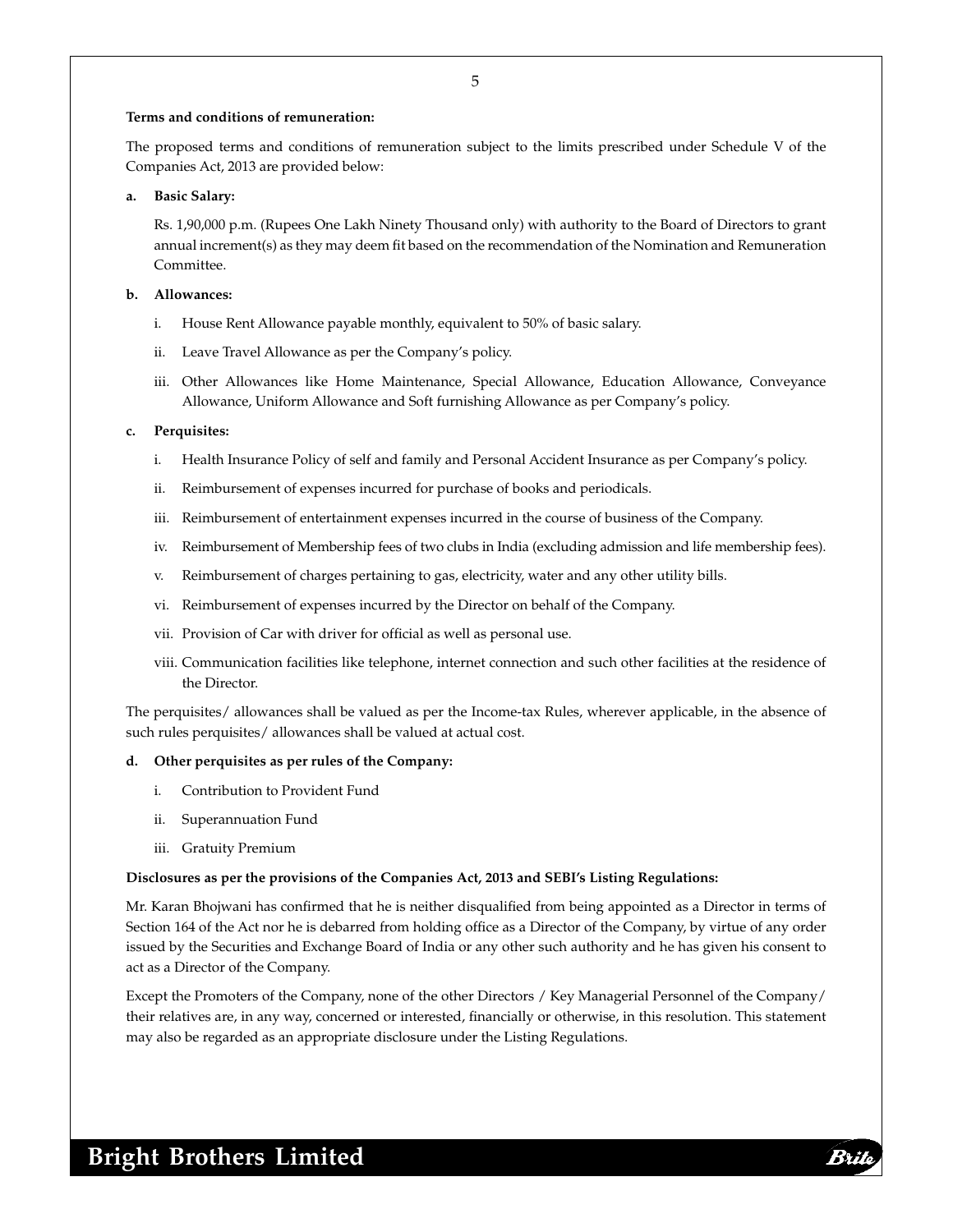**Terms and conditions of remuneration:**

The proposed terms and conditions of remuneration subject to the limits prescribed under Schedule V of the Companies Act, 2013 are provided below:

**a. Basic Salary:**

Rs. 1,90,000 p.m. (Rupees One Lakh Ninety Thousand only) with authority to the Board of Directors to grant annual increment(s) as they may deem fit based on the recommendation of the Nomination and Remuneration Committee.

**b. Allowances:**

i. House Rent Allowance payable monthly, equivalent to 50% of basic salary.

ii. Leave Travel Allowance as per the Company's policy.

iii. Other Allowances like Home Maintenance, Special Allowance, Education Allowance, Conveyance Allowance, Uniform Allowance and Soft furnishing Allowance as per Company's policy.

**c. Perquisites:**

i. Health Insurance Policy of self and family and Personal Accident Insurance as per Company's policy.

ii. Reimbursement of expenses incurred for purchase of books and periodicals.

iii. Reimbursement of entertainment expenses incurred in the course of business of the Company.

iv. Reimbursement of Membership fees of two clubs in India (excluding admission and life membership fees).

v. Reimbursement of charges pertaining to gas, electricity, water and any other utility bills.

vi. Reimbursement of expenses incurred by the Director on behalf of the Company.

vii. Provision of Car with driver for official as well as personal use.

viii. Communication facilities like telephone, internet connection and such other facilities at the residence of the Director.

The perquisites/ allowances shall be valued as per the Income-tax Rules, wherever applicable, in the absence of such rules perquisites/ allowances shall be valued at actual cost.

**d. Other perquisites as per rules of the Company:**

i. Contribution to Provident Fund

ii. Superannuation Fund

iii. Gratuity Premium

**Disclosures as per the provisions of the Companies Act, 2013 and SEBI's Listing Regulations:**

Mr. Karan Bhojwani has confirmed that he is neither disqualified from being appointed as a Director in terms of Section 164 of the Act nor he is debarred from holding office as a Director of the Company, by virtue of any order issued by the Securities and Exchange Board of India or any other such authority and he has given his consent to act as a Director of the Company.

Except the Promoters of the Company, none of the other Directors / Key Managerial Personnel of the Company/ their relatives are, in any way, concerned or interested, financially or otherwise, in this resolution. This statement may also be regarded as an appropriate disclosure under the Listing Regulations.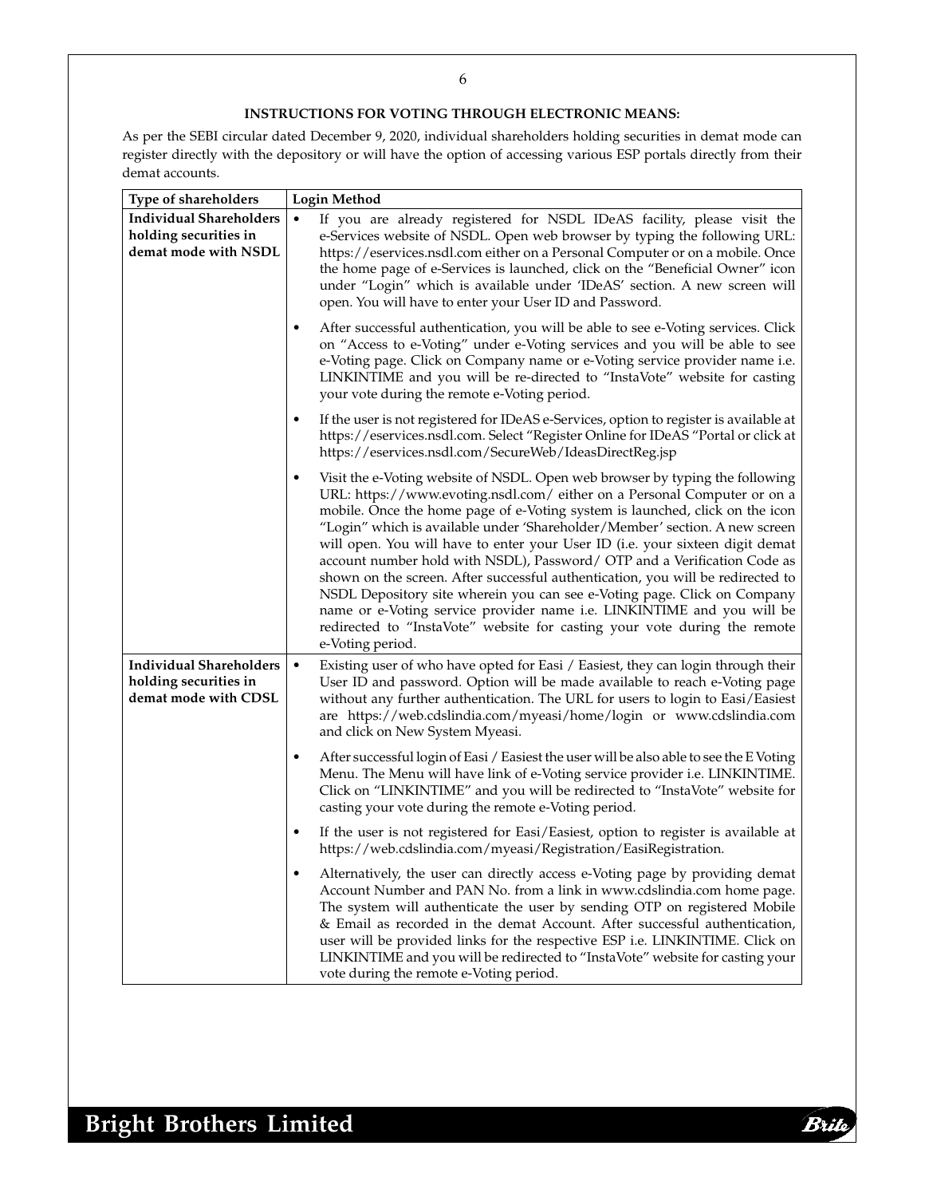**INSTRUCTIONS FOR VOTING THROUGH ELECTRONIC MEANS:**

As per the SEBI circular dated December 9, 2020, individual shareholders holding securities in demat mode can register directly with the depository or will have the option of accessing various ESP portals directly from their demat accounts.

| Type of shareholders | Login Method |
|---|---|
| **Individual Shareholders holding securities in demat mode with NSDL** | • If you are already registered for NSDL IDeAS facility, please visit the e-Services website of NSDL. Open web browser by typing the following URL: https://eservices.nsdl.com either on a Personal Computer or on a mobile. Once the home page of e-Services is launched, click on the "Beneficial Owner" icon under "Login" which is available under 'IDeAS' section. A new screen will open. You will have to enter your User ID and Password.<br><br>• After successful authentication, you will be able to see e-Voting services. Click on "Access to e-Voting" under e-Voting services and you will be able to see e-Voting page. Click on Company name or e-Voting service provider name i.e. LINKINTIME and you will be re-directed to "InstaVote" website for casting your vote during the remote e-Voting period.<br><br>• If the user is not registered for IDeAS e-Services, option to register is available at https://eservices.nsdl.com. Select "Register Online for IDeAS "Portal or click at https://eservices.nsdl.com/SecureWeb/IdeasDirectReg.jsp<br><br>• Visit the e-Voting website of NSDL. Open web browser by typing the following URL: https://www.evoting.nsdl.com/ either on a Personal Computer or on a mobile. Once the home page of e-Voting system is launched, click on the icon "Login" which is available under 'Shareholder/Member' section. A new screen will open. You will have to enter your User ID (i.e. your sixteen digit demat account number hold with NSDL), Password/ OTP and a Verification Code as shown on the screen. After successful authentication, you will be redirected to NSDL Depository site wherein you can see e-Voting page. Click on Company name or e-Voting service provider name i.e. LINKINTIME and you will be redirected to "InstaVote" website for casting your vote during the remote e-Voting period. |
| **Individual Shareholders holding securities in demat mode with CDSL** | • Existing user of who have opted for Easi / Easiest, they can login through their User ID and password. Option will be made available to reach e-Voting page without any further authentication. The URL for users to login to Easi/Easiest are https://web.cdslindia.com/myeasi/home/login or www.cdslindia.com and click on New System Myeasi.<br><br>• After successful login of Easi / Easiest the user will be also able to see the E Voting Menu. The Menu will have link of e-Voting service provider i.e. LINKINTIME. Click on "LINKINTIME" and you will be redirected to "InstaVote" website for casting your vote during the remote e-Voting period.<br><br>• If the user is not registered for Easi/Easiest, option to register is available at https://web.cdslindia.com/myeasi/Registration/EasiRegistration.<br><br>• Alternatively, the user can directly access e-Voting page by providing demat Account Number and PAN No. from a link in www.cdslindia.com home page. The system will authenticate the user by sending OTP on registered Mobile & Email as recorded in the demat Account. After successful authentication, user will be provided links for the respective ESP i.e. LINKINTIME. Click on LINKINTIME and you will be redirected to "InstaVote" website for casting your vote during the remote e-Voting period. |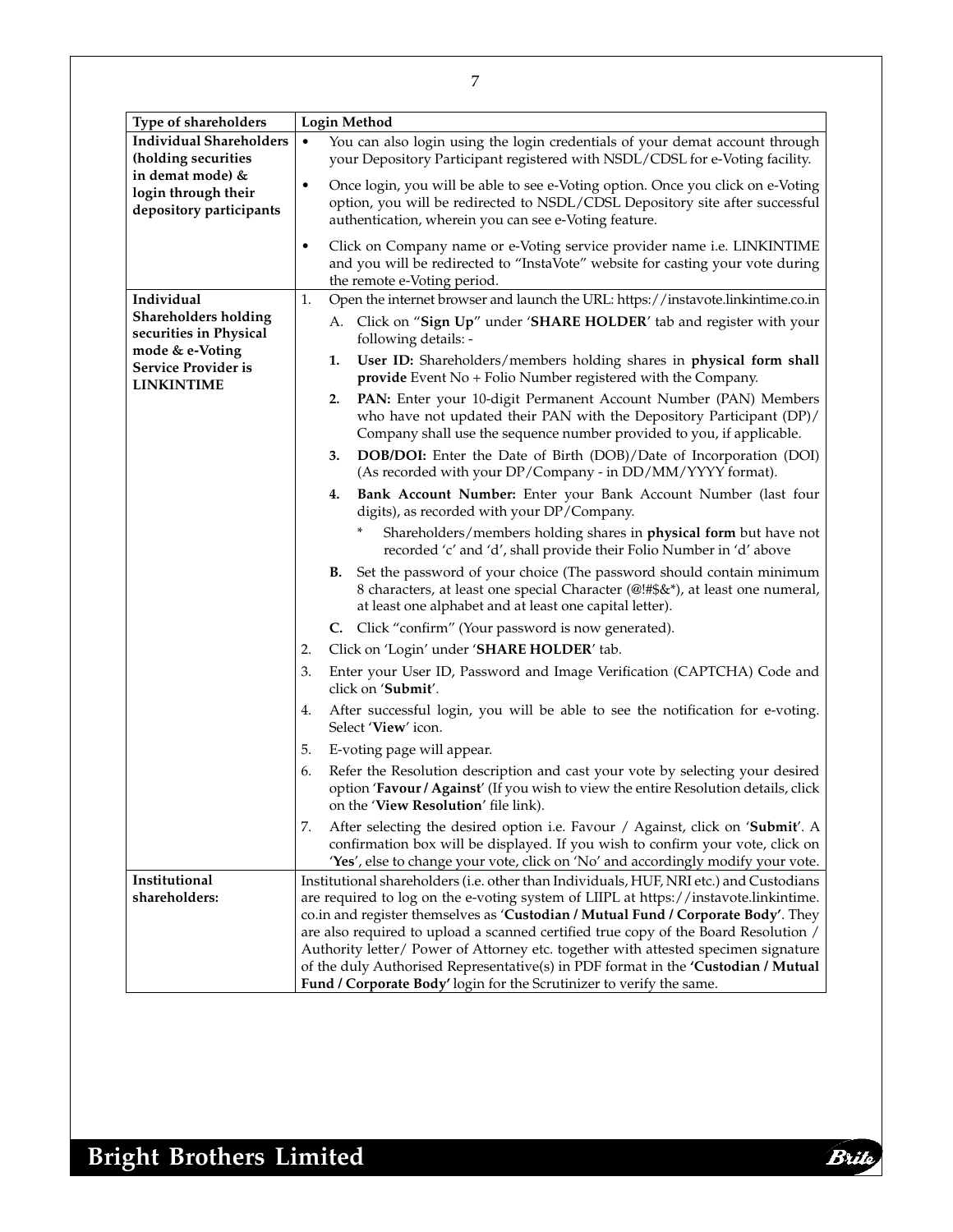| Type of shareholders | Login Method |
|---|---|
| **Individual Shareholders (holding securities in demat mode) & login through their depository participants** | • You can also login using the login credentials of your demat account through your Depository Participant registered with NSDL/CDSL for e-Voting facility.<br>• Once login, you will be able to see e-Voting option. Once you click on e-Voting option, you will be redirected to NSDL/CDSL Depository site after successful authentication, wherein you can see e-Voting feature.<br>• Click on Company name or e-Voting service provider name i.e. LINKINTIME and you will be redirected to "InstaVote" website for casting your vote during the remote e-Voting period. |
| **Individual Shareholders holding securities in Physical mode & e-Voting Service Provider is LINKINTIME** | 1. Open the internet browser and launch the URL: https://instavote.linkintime.co.in<br>A. Click on "**Sign Up**" under '**SHARE HOLDER**' tab and register with your following details: -<br>**1. User ID:** Shareholders/members holding shares in **physical form shall provide** Event No + Folio Number registered with the Company.<br>**2. PAN:** Enter your 10-digit Permanent Account Number (PAN) Members who have not updated their PAN with the Depository Participant (DP)/ Company shall use the sequence number provided to you, if applicable.<br>**3. DOB/DOI:** Enter the Date of Birth (DOB)/Date of Incorporation (DOI) (As recorded with your DP/Company - in DD/MM/YYYY format).<br>**4. Bank Account Number:** Enter your Bank Account Number (last four digits), as recorded with your DP/Company.<br>* Shareholders/members holding shares in **physical form** but have not recorded 'c' and 'd', shall provide their Folio Number in 'd' above<br>**B.** Set the password of your choice (The password should contain minimum 8 characters, at least one special Character (@!#$&*), at least one numeral, at least one alphabet and at least one capital letter).<br>**C.** Click "confirm" (Your password is now generated).<br>2. Click on 'Login' under '**SHARE HOLDER**' tab.<br>3. Enter your User ID, Password and Image Verification (CAPTCHA) Code and click on '**Submit**'.<br>4. After successful login, you will be able to see the notification for e-voting. Select '**View**' icon.<br>5. E-voting page will appear.<br>6. Refer the Resolution description and cast your vote by selecting your desired option '**Favour / Against**' (If you wish to view the entire Resolution details, click on the '**View Resolution**' file link).<br>7. After selecting the desired option i.e. Favour / Against, click on '**Submit**'. A confirmation box will be displayed. If you wish to confirm your vote, click on '**Yes**', else to change your vote, click on 'No' and accordingly modify your vote. |
| **Institutional shareholders:** | Institutional shareholders (i.e. other than Individuals, HUF, NRI etc.) and Custodians are required to log on the e-voting system of LIIPL at https://instavote.linkintime.co.in and register themselves as '**Custodian / Mutual Fund / Corporate Body**'. They are also required to upload a scanned certified true copy of the Board Resolution / Authority letter/ Power of Attorney etc. together with attested specimen signature of the duly Authorised Representative(s) in PDF format in the **'Custodian / Mutual Fund / Corporate Body'** login for the Scrutinizer to verify the same. |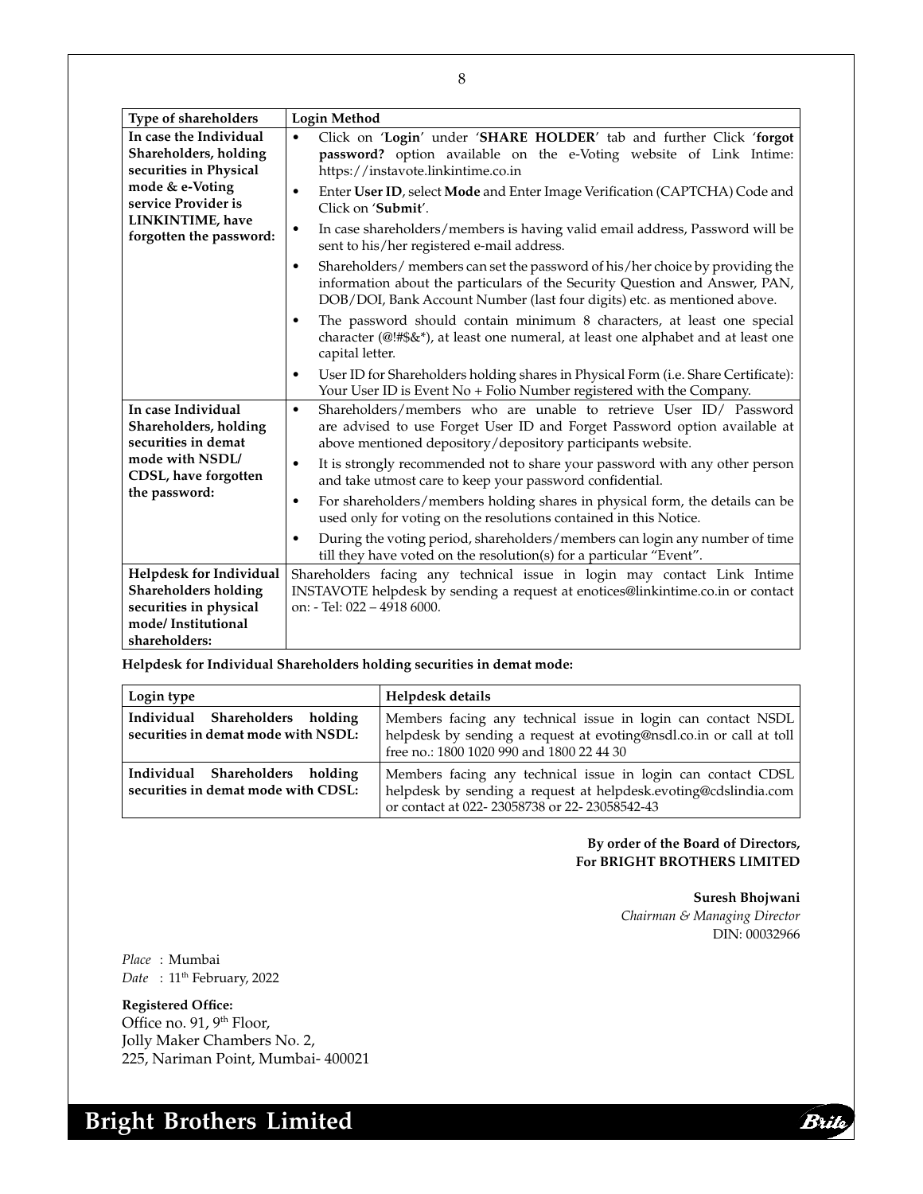| Type of shareholders | Login Method |
|---|---|
| **In case the Individual Shareholders, holding securities in Physical mode & e-Voting service Provider is LINKINTIME, have forgotten the password:** | • Click on '**Login**' under '**SHARE HOLDER**' tab and further Click '**forgot password?** option available on the e-Voting website of Link Intime: https://instavote.linkintime.co.in<br>• Enter **User ID**, select **Mode** and Enter Image Verification (CAPTCHA) Code and Click on '**Submit**'.<br>• In case shareholders/members is having valid email address, Password will be sent to his/her registered e-mail address.<br>• Shareholders/ members can set the password of his/her choice by providing the information about the particulars of the Security Question and Answer, PAN, DOB/DOI, Bank Account Number (last four digits) etc. as mentioned above.<br>• The password should contain minimum 8 characters, at least one special character (@!#$&*), at least one numeral, at least one alphabet and at least one capital letter.<br>• User ID for Shareholders holding shares in Physical Form (i.e. Share Certificate): Your User ID is Event No + Folio Number registered with the Company. |
| **In case Individual Shareholders, holding securities in demat mode with NSDL/ CDSL, have forgotten the password:** | • Shareholders/members who are unable to retrieve User ID/ Password are advised to use Forget User ID and Forget Password option available at above mentioned depository/depository participants website.<br>• It is strongly recommended not to share your password with any other person and take utmost care to keep your password confidential.<br>• For shareholders/members holding shares in physical form, the details can be used only for voting on the resolutions contained in this Notice.<br>• During the voting period, shareholders/members can login any number of time till they have voted on the resolution(s) for a particular "Event". |
| **Helpdesk for Individual Shareholders holding securities in physical mode/ Institutional shareholders:** | Shareholders facing any technical issue in login may contact Link Intime INSTAVOTE helpdesk by sending a request at enotices@linkintime.co.in or contact on: - Tel: 022 – 4918 6000. |

**Helpdesk for Individual Shareholders holding securities in demat mode:**

| Login type | Helpdesk details |
|---|---|
| **Individual Shareholders holding securities in demat mode with NSDL:** | Members facing any technical issue in login can contact NSDL helpdesk by sending a request at evoting@nsdl.co.in or call at toll free no.: 1800 1020 990 and 1800 22 44 30 |
| **Individual Shareholders holding securities in demat mode with CDSL:** | Members facing any technical issue in login can contact CDSL helpdesk by sending a request at helpdesk.evoting@cdslindia.com or contact at 022- 23058738 or 22- 23058542-43 |

**By order of the Board of Directors,**
**For BRIGHT BROTHERS LIMITED**

**Suresh Bhojwani**
*Chairman & Managing Director*
DIN: 00032966

*Place* : Mumbai
*Date* : 11th February, 2022

**Registered Office:**
Office no. 91, 9th Floor,
Jolly Maker Chambers No. 2,
225, Nariman Point, Mumbai- 400021